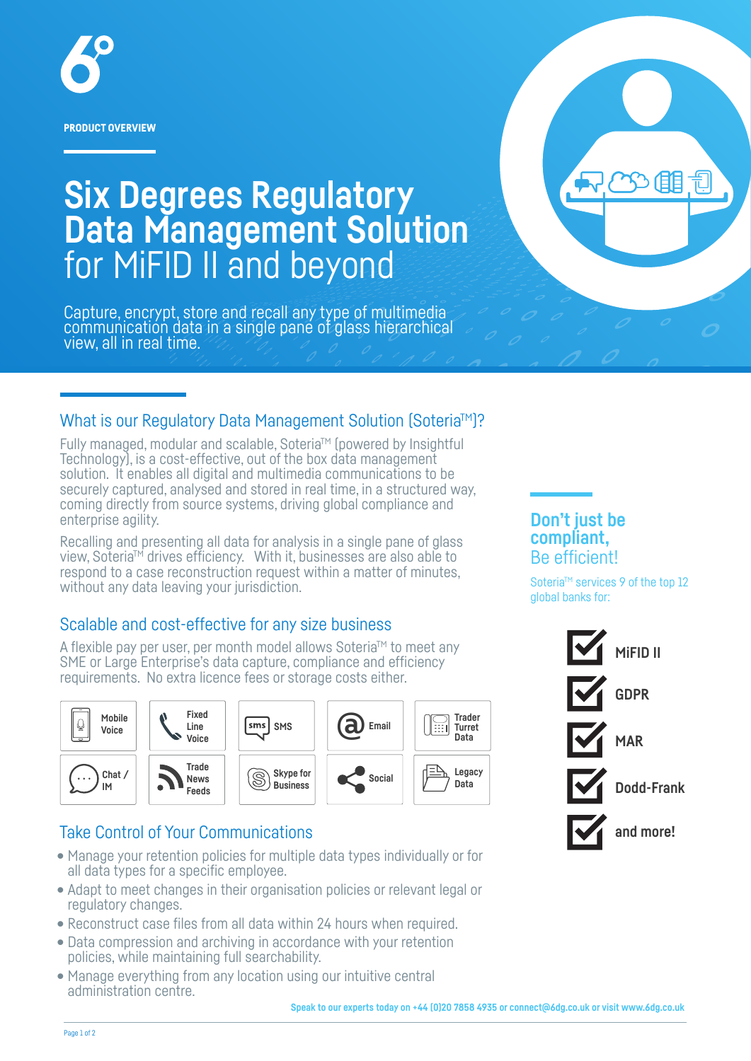PRODUCT OVERVIEW

# Six Degrees Regulatory Data Management Solution for MiFID II and beyond

Capture, encrypt, store and recall any type of multimedia communication data in a single pane of glass hierarchical view, all in real time.

## What is our Regulatory Data Management Solution (Soteria™)?

Fully managed, modular and scalable, Soteria™ (powered by Insightful Technology), is a cost-effective, out of the box data management solution. It enables all digital and multimedia communications to be securely captured, analysed and stored in real time, in a structured way, coming directly from source systems, driving global compliance and enterprise agility.

Recalling and presenting all data for analysis in a single pane of glass view, Soteria™ drives efficiency. With it, businesses are also able to respond to a case reconstruction request within a matter of minutes, without any data leaving your jurisdiction.

## Scalable and cost-effective for any size business

A flexible pay per user, per month model allows Soteria™ to meet any SME or Large Enterprise's data capture, compliance and efficiency requirements. No extra licence fees or storage costs either.

| Mobile Voice | Fixed Line Voice | SMS | Email | Trader Turret Data |
|---|---|---|---|---|
| Chat / IM | Trade News Feeds | Skype for Business | Social | Legacy Data |

## Take Control of Your Communications

- Manage your retention policies for multiple data types individually or for all data types for a specific employee.
- Adapt to meet changes in their organisation policies or relevant legal or regulatory changes.
- Reconstruct case files from all data within 24 hours when required.
- Data compression and archiving in accordance with your retention policies, while maintaining full searchability.
- Manage everything from any location using our intuitive central administration centre.

## Don't just be compliant, Be efficient!

Soteria™ services 9 of the top 12 global banks for:

- MiFID II
- GDPR
- MAR
- Dodd-Frank
- and more!

**Speak to our experts today on +44 (0)20 7858 4935 or connect@6dg.co.uk or visit www.6dg.co.uk**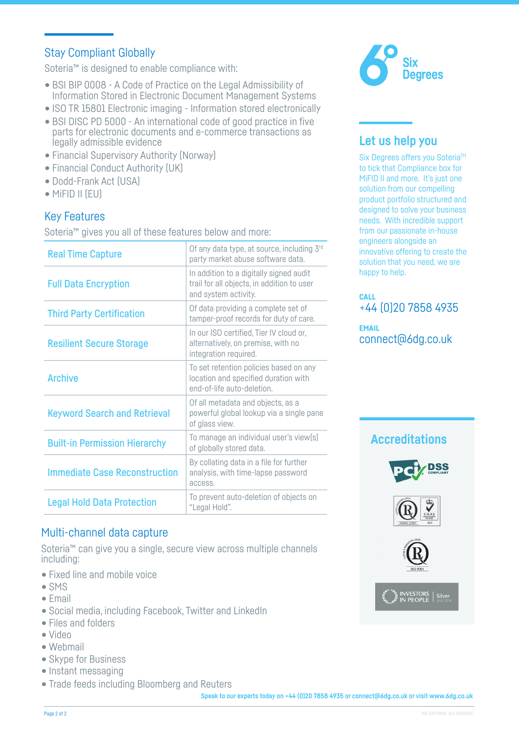## Stay Compliant Globally

Soteria™ is designed to enable compliance with:

- BSI BIP 0008 - A Code of Practice on the Legal Admissibility of Information Stored in Electronic Document Management Systems
- ISO TR 15801 Electronic imaging - Information stored electronically
- BSI DISC PD 5000 - An international code of good practice in five parts for electronic documents and e-commerce transactions as legally admissible evidence
- Financial Supervisory Authority (Norway)
- Financial Conduct Authority (UK)
- Dodd-Frank Act (USA)
- MiFID II (EU)

## Key Features

Soteria™ gives you all of these features below and more:

| | |
|---|---|
| Real Time Capture | Of any data type, at source, including 3rd party market abuse software data. |
| Full Data Encryption | In addition to a digitally signed audit trail for all objects, in addition to user and system activity. |
| Third Party Certification | Of data providing a complete set of tamper-proof records for duty of care. |
| Resilient Secure Storage | In our ISO certified, Tier IV cloud or, alternatively, on premise, with no integration required. |
| Archive | To set retention policies based on any location and specified duration with end-of-life auto-deletion. |
| Keyword Search and Retrieval | Of all metadata and objects, as a powerful global lookup via a single pane of glass view. |
| Built-in Permission Hierarchy | To manage an individual user's view(s) of globally stored data. |
| Immediate Case Reconstruction | By collating data in a file for further analysis, with time-lapse password access. |
| Legal Hold Data Protection | To prevent auto-deletion of objects on "Legal Hold". |

## Multi-channel data capture

Soteria™ can give you a single, secure view across multiple channels including:

- Fixed line and mobile voice
- SMS
- Email
- Social media, including Facebook, Twitter and LinkedIn
- Files and folders
- Video
- Webmail
- Skype for Business
- Instant messaging
- Trade feeds including Bloomberg and Reuters

Six Degrees

## Let us help you

Six Degrees offers you Soteria™ to tick that Compliance box for MiFID II and more. It's just one solution from our compelling product portfolio structured and designed to solve your business needs. With incredible support from our passionate in-house engineers alongside an innovative offering to create the solution that you need, we are happy to help.

**CALL**
+44 (0)20 7858 4935

**EMAIL**
connect@6dg.co.uk

## Accreditations

PCI DSS COMPLIANT

ISO/IEC 27001 UKAS MANAGEMENT SYSTEMS 001

ISO 9001

INVESTORS IN PEOPLE | Silver Until 2018

**Speak to our experts today on +44 (0)20 7858 4935 or connect@6dg.co.uk or visit www.6dg.co.uk**

Ref. EXTERNAL v1.0 20180205